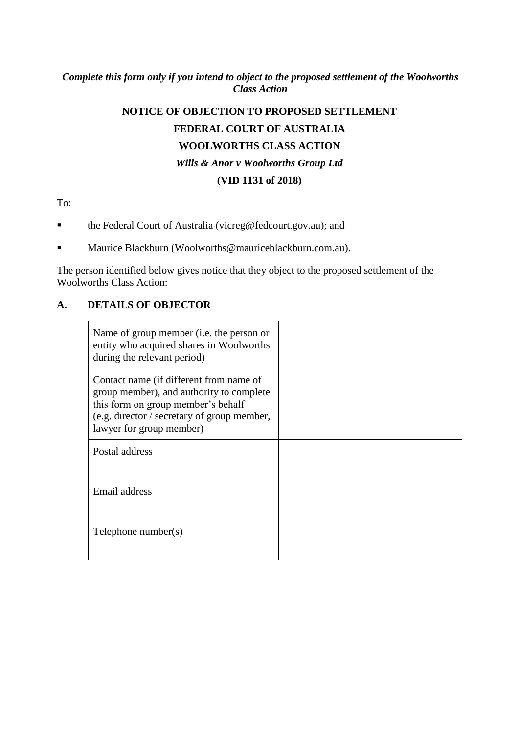***Complete this form only if you intend to object to the proposed settlement of the Woolworths Class Action***

**NOTICE OF OBJECTION TO PROPOSED SETTLEMENT**

**FEDERAL COURT OF AUSTRALIA**

**WOOLWORTHS CLASS ACTION**

***Wills & Anor v Woolworths Group Ltd***

**(VID 1131 of 2018)**

To:

- the Federal Court of Australia (vicreg@fedcourt.gov.au); and
- Maurice Blackburn (Woolworths@mauriceblackburn.com.au).

The person identified below gives notice that they object to the proposed settlement of the Woolworths Class Action:

## A. DETAILS OF OBJECTOR

| | |
|---|---|
| Name of group member (i.e. the person or entity who acquired shares in Woolworths during the relevant period) | |
| Contact name (if different from name of group member), and authority to complete this form on group member's behalf (e.g. director / secretary of group member, lawyer for group member) | |
| Postal address | |
| Email address | |
| Telephone number(s) | |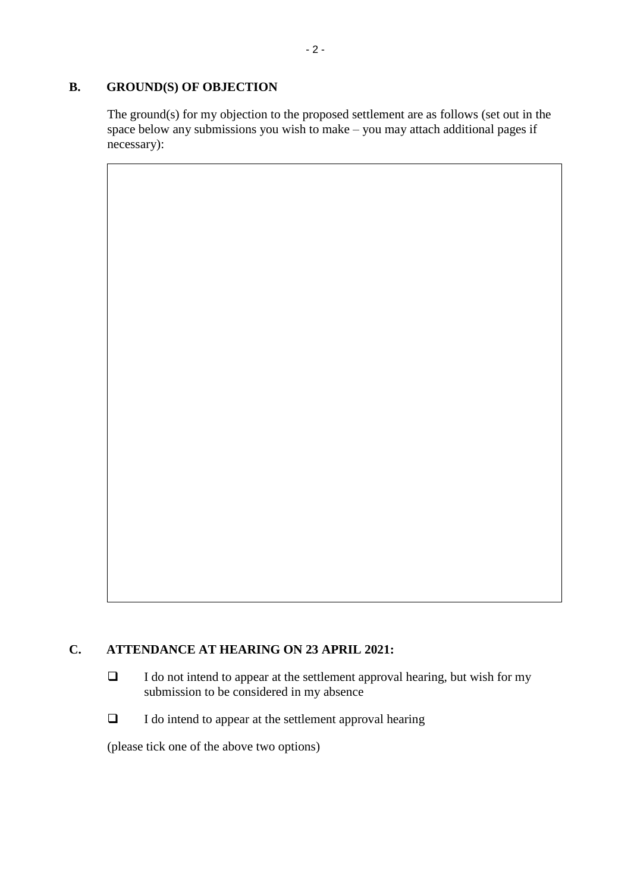## B. GROUND(S) OF OBJECTION

The ground(s) for my objection to the proposed settlement are as follows (set out in the space below any submissions you wish to make – you may attach additional pages if necessary):

| |
|---|
| |

## C. ATTENDANCE AT HEARING ON 23 APRIL 2021:

- ❑ I do not intend to appear at the settlement approval hearing, but wish for my submission to be considered in my absence
- ❑ I do intend to appear at the settlement approval hearing

(please tick one of the above two options)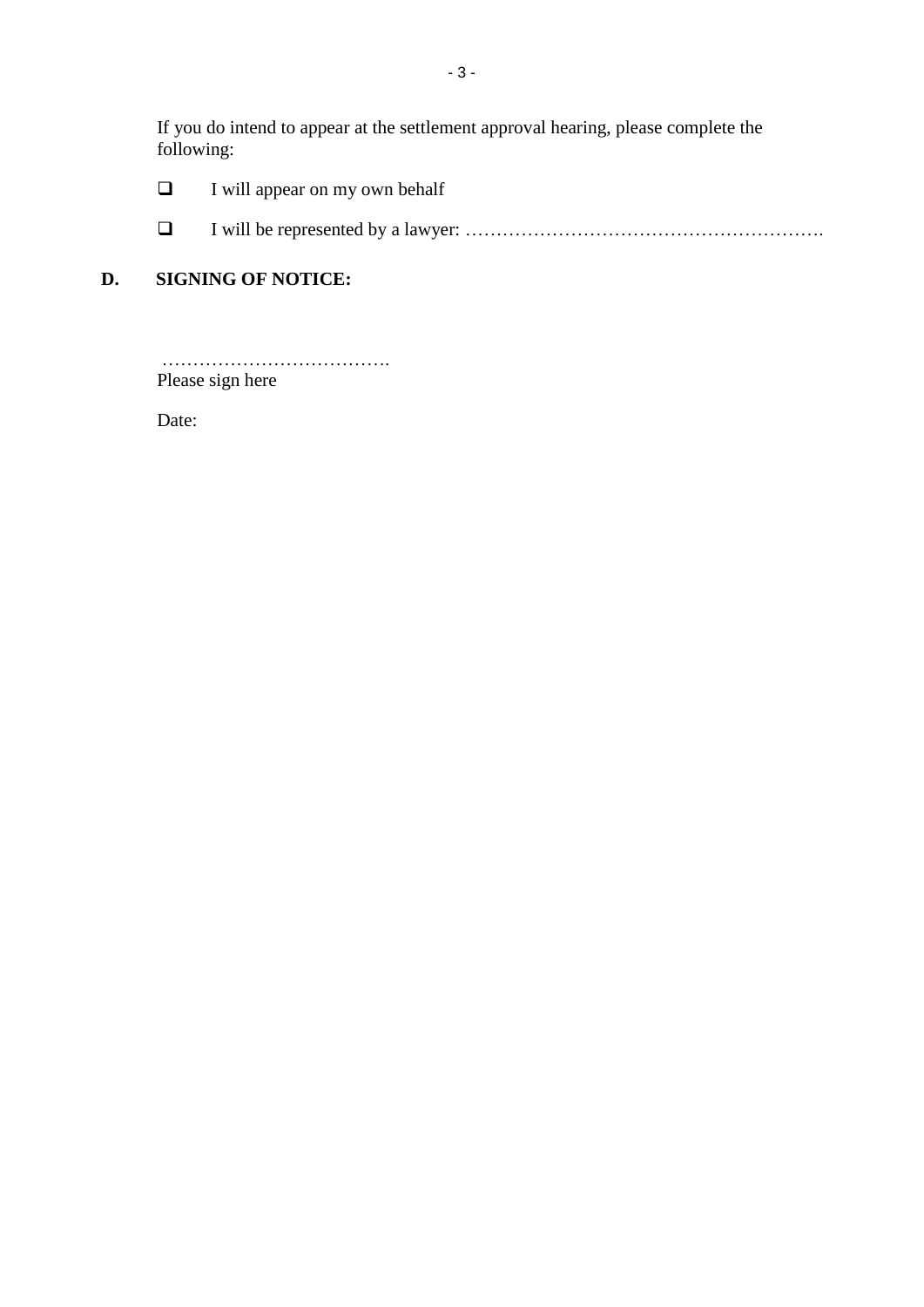If you do intend to appear at the settlement approval hearing, please complete the following:

- ☐ I will appear on my own behalf
- ☐ I will be represented by a lawyer: ………………………………………………….

## D. SIGNING OF NOTICE:

……………………………….
Please sign here

Date: